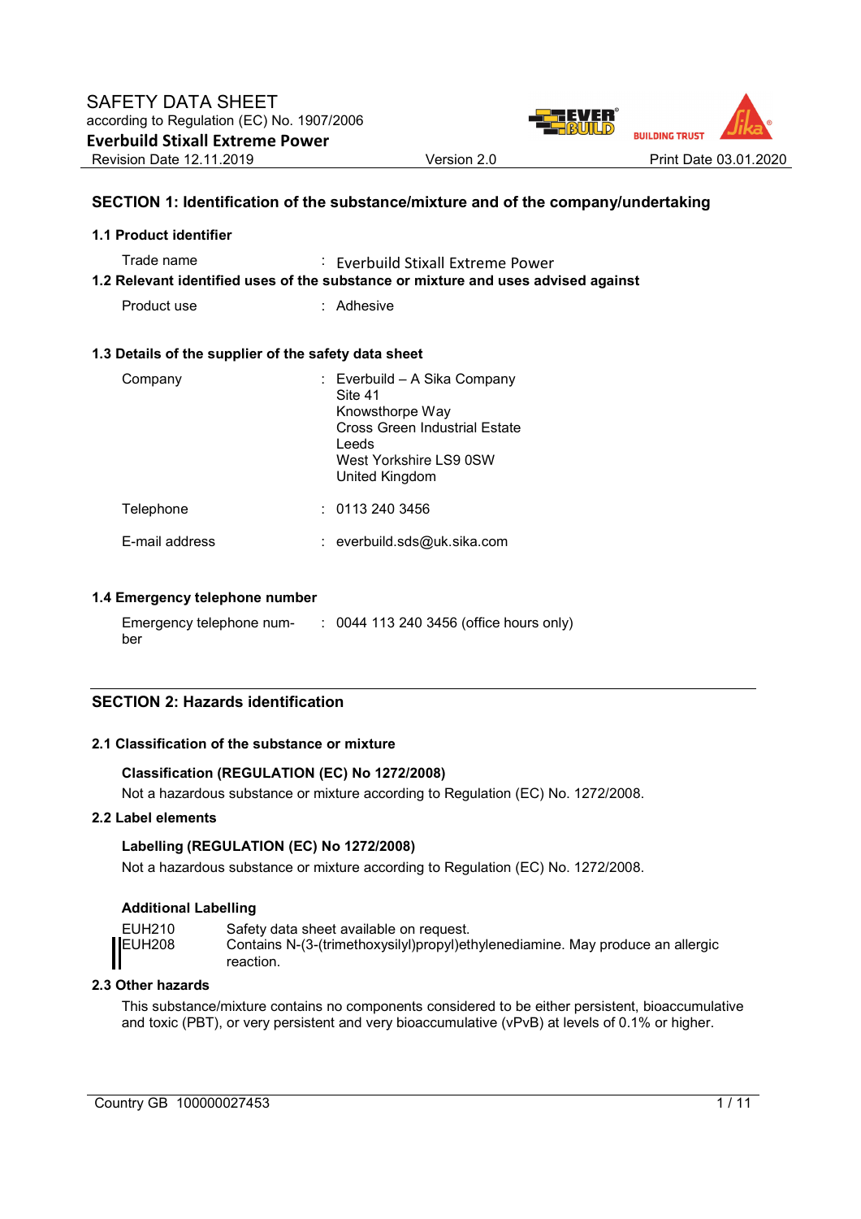# SAFETY DATA SHEET

according to Regulation (EC) No. 1907/2006

**Everbuild Stixall Extreme Power**

Revision Date 12.11.2019 Version 2.0 Print Date 03.01.2020

## SECTION 1: Identification of the substance/mixture and of the company/undertaking

### 1.1 Product identifier

| | |
|---|---|
| Trade name | : Everbuild Stixall Extreme Power |

### 1.2 Relevant identified uses of the substance or mixture and uses advised against

| | |
|---|---|
| Product use | : Adhesive |

### 1.3 Details of the supplier of the safety data sheet

| | |
|---|---|
| Company | : Everbuild – A Sika Company<br>Site 41<br>Knowsthorpe Way<br>Cross Green Industrial Estate<br>Leeds<br>West Yorkshire LS9 0SW<br>United Kingdom |
| Telephone | : 0113 240 3456 |
| E-mail address | : everbuild.sds@uk.sika.com |

### 1.4 Emergency telephone number

| | |
|---|---|
| Emergency telephone number | : 0044 113 240 3456 (office hours only) |

## SECTION 2: Hazards identification

### 2.1 Classification of the substance or mixture

**Classification (REGULATION (EC) No 1272/2008)**

Not a hazardous substance or mixture according to Regulation (EC) No. 1272/2008.

### 2.2 Label elements

**Labelling (REGULATION (EC) No 1272/2008)**

Not a hazardous substance or mixture according to Regulation (EC) No. 1272/2008.

**Additional Labelling**

| | |
|---|---|
| EUH210 | Safety data sheet available on request. |
| EUH208 | Contains N-(3-(trimethoxysilyl)propyl)ethylenediamine. May produce an allergic reaction. |

### 2.3 Other hazards

This substance/mixture contains no components considered to be either persistent, bioaccumulative and toxic (PBT), or very persistent and very bioaccumulative (vPvB) at levels of 0.1% or higher.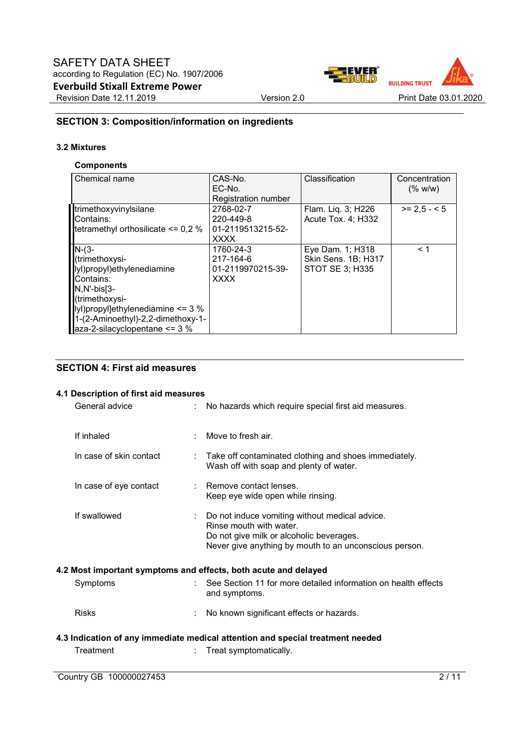## SECTION 3: Composition/information on ingredients

### 3.2 Mixtures

**Components**

| Chemical name | CAS-No.<br>EC-No.<br>Registration number | Classification | Concentration (% w/w) |
|---|---|---|---|
| trimethoxyvinylsilane<br>Contains:<br>tetramethyl orthosilicate <= 0,2 % | 2768-02-7<br>220-449-8<br>01-2119513215-52-XXXX | Flam. Liq. 3; H226<br>Acute Tox. 4; H332 | >= 2,5 - < 5 |
| N-(3-(trimethoxysilyl)propyl)ethylenediamine<br>Contains:<br>N,N'-bis[3-(trimethoxysilyl)propyl]ethylenediamine <= 3 %<br>1-(2-Aminoethyl)-2,2-dimethoxy-1-aza-2-silacyclopentane <= 3 % | 1760-24-3<br>217-164-6<br>01-2119970215-39-XXXX | Eye Dam. 1; H318<br>Skin Sens. 1B; H317<br>STOT SE 3; H335 | < 1 |

## SECTION 4: First aid measures

### 4.1 Description of first aid measures

General advice : No hazards which require special first aid measures.

If inhaled : Move to fresh air.

In case of skin contact : Take off contaminated clothing and shoes immediately.
Wash off with soap and plenty of water.

In case of eye contact : Remove contact lenses.
Keep eye wide open while rinsing.

If swallowed : Do not induce vomiting without medical advice.
Rinse mouth with water.
Do not give milk or alcoholic beverages.
Never give anything by mouth to an unconscious person.

### 4.2 Most important symptoms and effects, both acute and delayed

Symptoms : See Section 11 for more detailed information on health effects and symptoms.

Risks : No known significant effects or hazards.

### 4.3 Indication of any immediate medical attention and special treatment needed

Treatment : Treat symptomatically.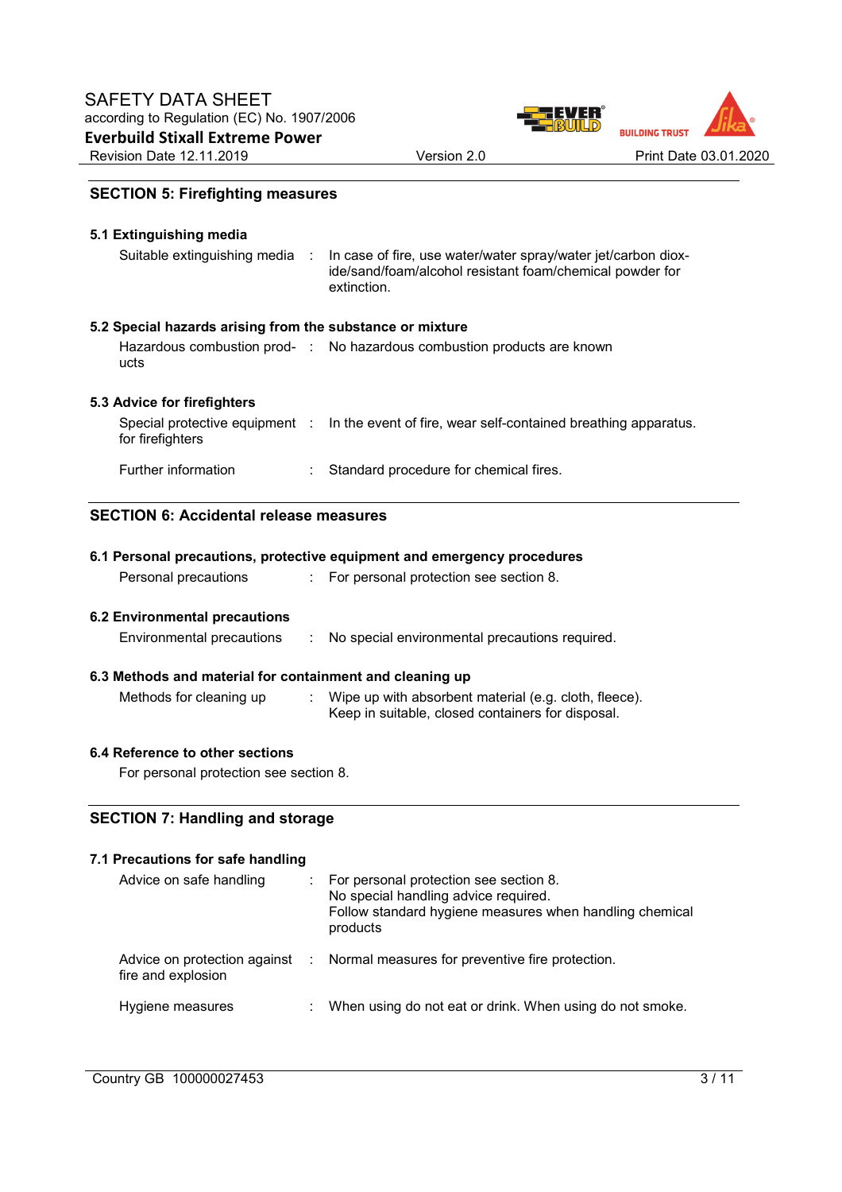## SECTION 5: Firefighting measures

### 5.1 Extinguishing media

| | |
|---|---|
| Suitable extinguishing media | In case of fire, use water/water spray/water jet/carbon dioxide/sand/foam/alcohol resistant foam/chemical powder for extinction. |

### 5.2 Special hazards arising from the substance or mixture

| | |
|---|---|
| Hazardous combustion products | No hazardous combustion products are known |

### 5.3 Advice for firefighters

| | |
|---|---|
| Special protective equipment for firefighters | In the event of fire, wear self-contained breathing apparatus. |
| Further information | Standard procedure for chemical fires. |

## SECTION 6: Accidental release measures

### 6.1 Personal precautions, protective equipment and emergency procedures

| | |
|---|---|
| Personal precautions | For personal protection see section 8. |

### 6.2 Environmental precautions

| | |
|---|---|
| Environmental precautions | No special environmental precautions required. |

### 6.3 Methods and material for containment and cleaning up

| | |
|---|---|
| Methods for cleaning up | Wipe up with absorbent material (e.g. cloth, fleece).<br>Keep in suitable, closed containers for disposal. |

### 6.4 Reference to other sections

For personal protection see section 8.

## SECTION 7: Handling and storage

### 7.1 Precautions for safe handling

| | |
|---|---|
| Advice on safe handling | For personal protection see section 8.<br>No special handling advice required.<br>Follow standard hygiene measures when handling chemical products |
| Advice on protection against fire and explosion | Normal measures for preventive fire protection. |
| Hygiene measures | When using do not eat or drink. When using do not smoke. |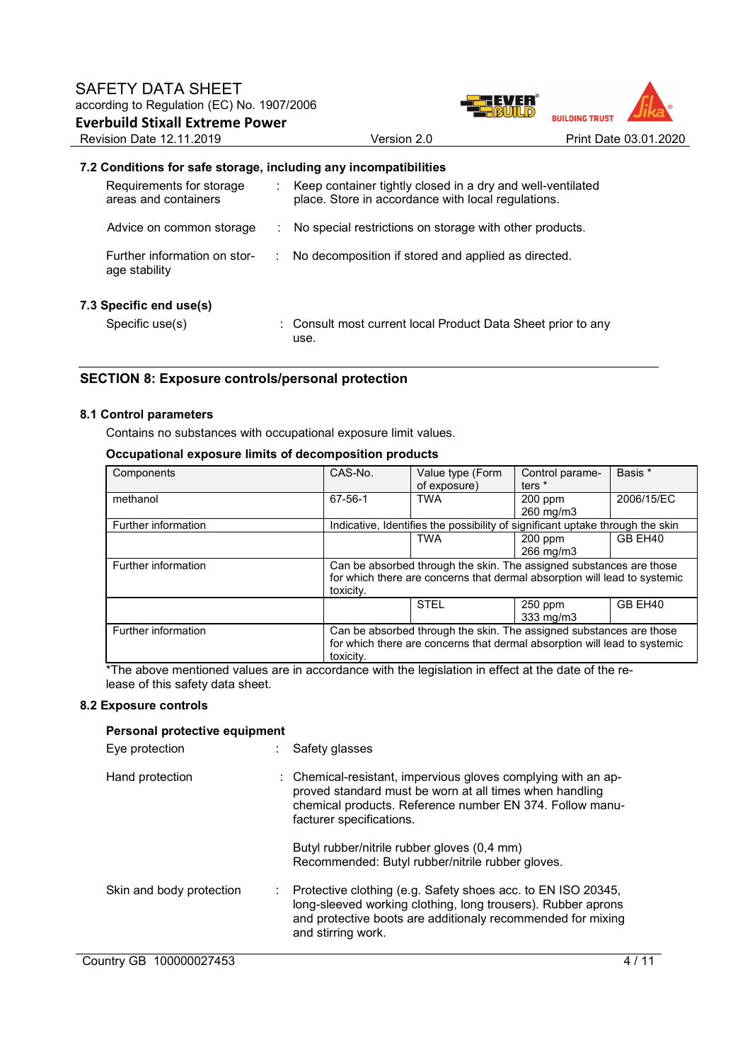### 7.2 Conditions for safe storage, including any incompatibilities

Requirements for storage areas and containers : Keep container tightly closed in a dry and well-ventilated place. Store in accordance with local regulations.

Advice on common storage : No special restrictions on storage with other products.

Further information on storage stability : No decomposition if stored and applied as directed.

### 7.3 Specific end use(s)

Specific use(s) : Consult most current local Product Data Sheet prior to any use.

## SECTION 8: Exposure controls/personal protection

### 8.1 Control parameters

Contains no substances with occupational exposure limit values.

**Occupational exposure limits of decomposition products**

| Components | CAS-No. | Value type (Form of exposure) | Control parameters * | Basis * |
|---|---|---|---|---|
| methanol | 67-56-1 | TWA | 200 ppm 260 mg/m3 | 2006/15/EC |
| Further information | Indicative, Identifies the possibility of significant uptake through the skin | | | |
| | | TWA | 200 ppm 266 mg/m3 | GB EH40 |
| Further information | Can be absorbed through the skin. The assigned substances are those for which there are concerns that dermal absorption will lead to systemic toxicity. | | | |
| | | STEL | 250 ppm 333 mg/m3 | GB EH40 |
| Further information | Can be absorbed through the skin. The assigned substances are those for which there are concerns that dermal absorption will lead to systemic toxicity. | | | |

*The above mentioned values are in accordance with the legislation in effect at the date of the release of this safety data sheet.

### 8.2 Exposure controls

**Personal protective equipment**

Eye protection : Safety glasses

Hand protection : Chemical-resistant, impervious gloves complying with an approved standard must be worn at all times when handling chemical products. Reference number EN 374. Follow manufacturer specifications.

Butyl rubber/nitrile rubber gloves (0,4 mm)
Recommended: Butyl rubber/nitrile rubber gloves.

Skin and body protection : Protective clothing (e.g. Safety shoes acc. to EN ISO 20345, long-sleeved working clothing, long trousers). Rubber aprons and protective boots are additionaly recommended for mixing and stirring work.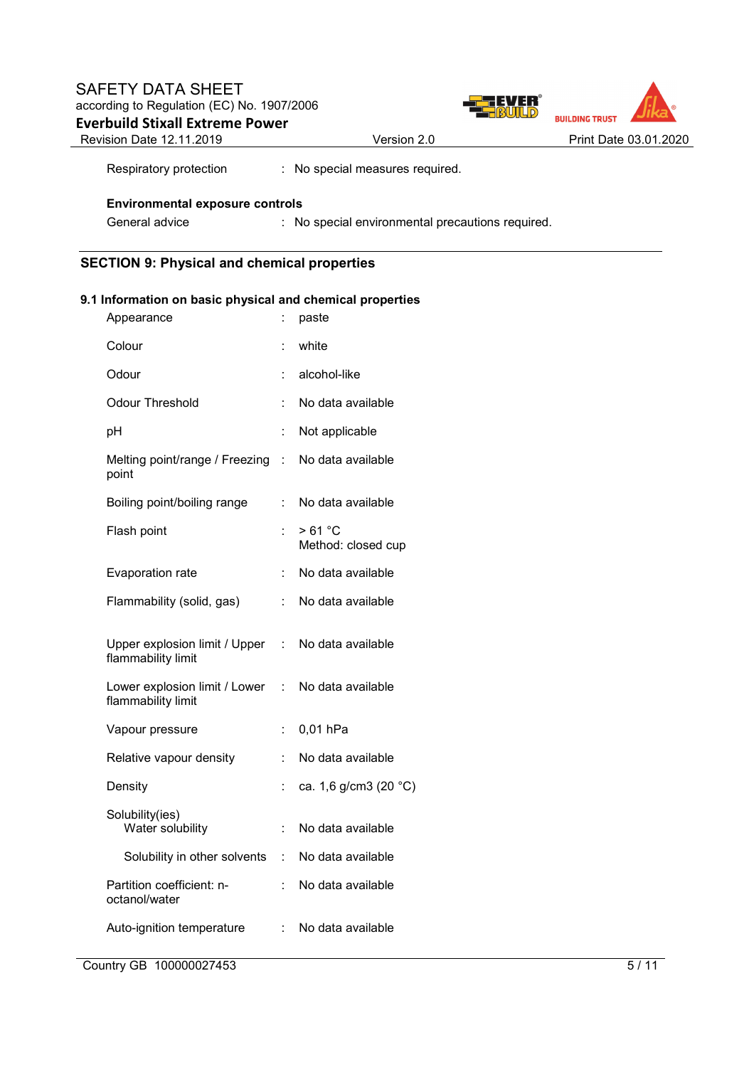| | | |
|---|---|---|
| Respiratory protection | : | No special measures required. |

**Environmental exposure controls**

| | | |
|---|---|---|
| General advice | : | No special environmental precautions required. |

## SECTION 9: Physical and chemical properties

### 9.1 Information on basic physical and chemical properties

| | | |
|---|---|---|
| Appearance | : | paste |
| Colour | : | white |
| Odour | : | alcohol-like |
| Odour Threshold | : | No data available |
| pH | : | Not applicable |
| Melting point/range / Freezing point | : | No data available |
| Boiling point/boiling range | : | No data available |
| Flash point | : | > 61 °C<br>Method: closed cup |
| Evaporation rate | : | No data available |
| Flammability (solid, gas) | : | No data available |
| Upper explosion limit / Upper flammability limit | : | No data available |
| Lower explosion limit / Lower flammability limit | : | No data available |
| Vapour pressure | : | 0,01 hPa |
| Relative vapour density | : | No data available |
| Density | : | ca. 1,6 g/cm3 (20 °C) |
| Solubility(ies)<br>Water solubility | : | No data available |
| Solubility in other solvents | : | No data available |
| Partition coefficient: n-octanol/water | : | No data available |
| Auto-ignition temperature | : | No data available |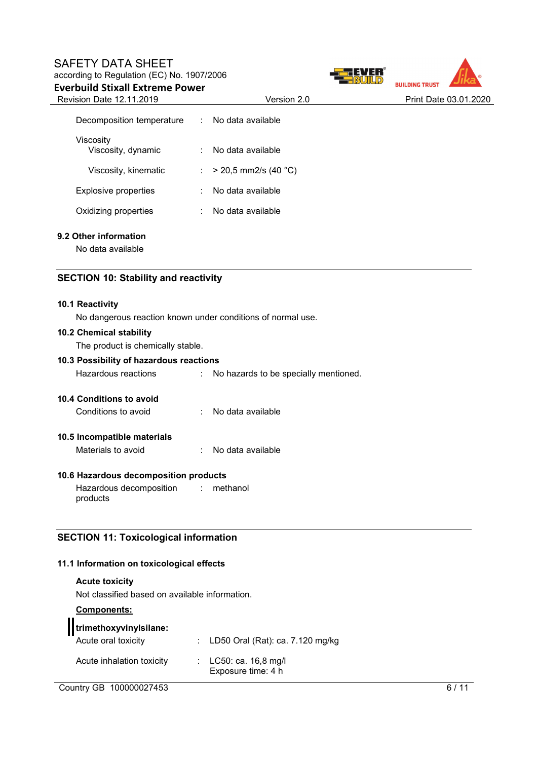| | | |
|---|---|---|
| Decomposition temperature | : | No data available |
| Viscosity | | |
| Viscosity, dynamic | : | No data available |
| Viscosity, kinematic | : | > 20,5 mm2/s (40 °C) |
| Explosive properties | : | No data available |
| Oxidizing properties | : | No data available |

**9.2 Other information**

No data available

## SECTION 10: Stability and reactivity

**10.1 Reactivity**

No dangerous reaction known under conditions of normal use.

**10.2 Chemical stability**

The product is chemically stable.

**10.3 Possibility of hazardous reactions**

Hazardous reactions : No hazards to be specially mentioned.

**10.4 Conditions to avoid**

Conditions to avoid : No data available

**10.5 Incompatible materials**

Materials to avoid : No data available

**10.6 Hazardous decomposition products**

Hazardous decomposition products : methanol

## SECTION 11: Toxicological information

**11.1 Information on toxicological effects**

**Acute toxicity**

Not classified based on available information.

**Components:**

**trimethoxyvinylsilane:**

| | | |
|---|---|---|
| Acute oral toxicity | : | LD50 Oral (Rat): ca. 7.120 mg/kg |
| Acute inhalation toxicity | : | LC50: ca. 16,8 mg/l<br>Exposure time: 4 h |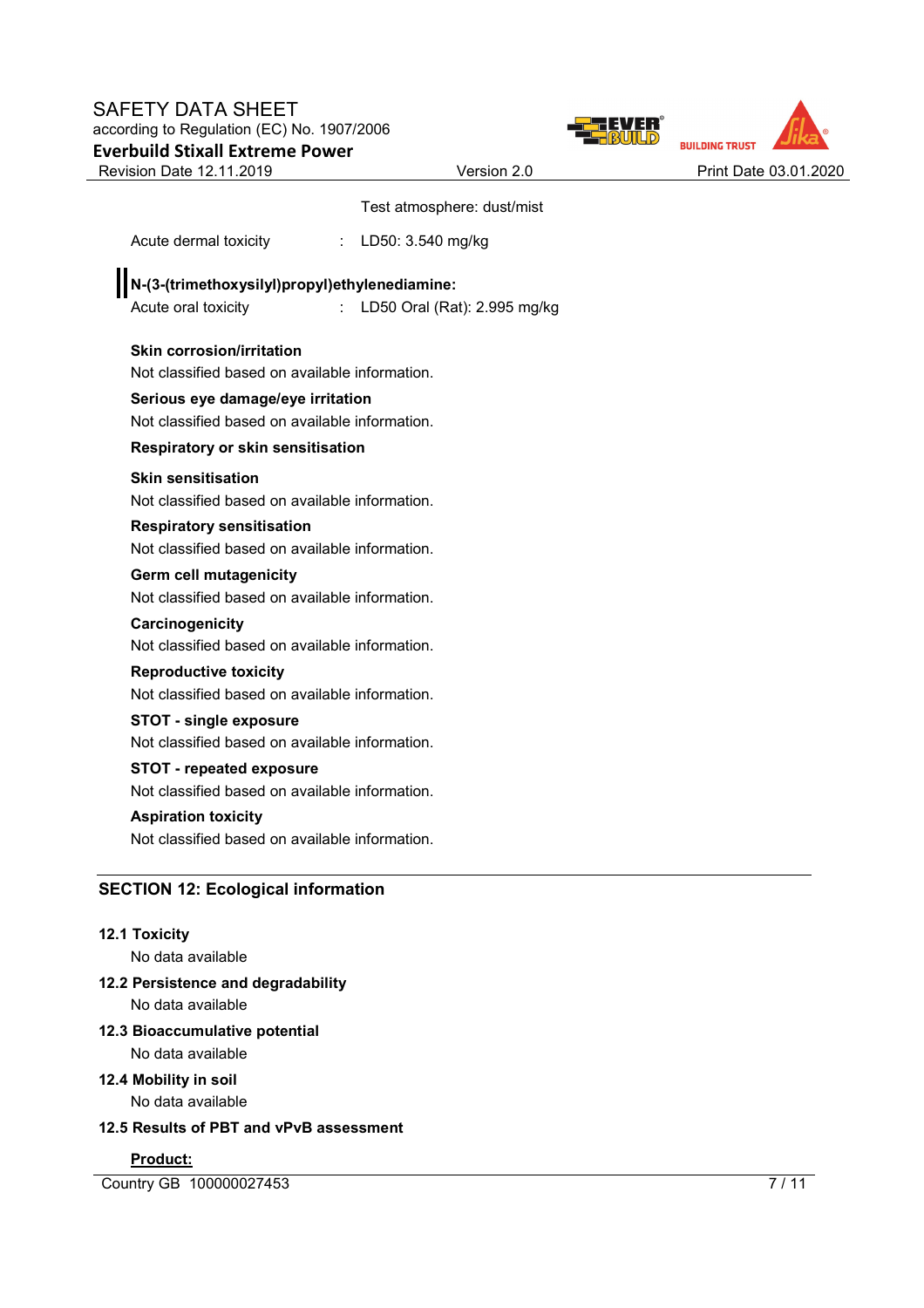Test atmosphere: dust/mist

Acute dermal toxicity : LD50: 3.540 mg/kg

**N-(3-(trimethoxysilyl)propyl)ethylenediamine:**

Acute oral toxicity : LD50 Oral (Rat): 2.995 mg/kg

**Skin corrosion/irritation**

Not classified based on available information.

**Serious eye damage/eye irritation**

Not classified based on available information.

**Respiratory or skin sensitisation**

**Skin sensitisation**

Not classified based on available information.

**Respiratory sensitisation**

Not classified based on available information.

**Germ cell mutagenicity**

Not classified based on available information.

**Carcinogenicity**

Not classified based on available information.

**Reproductive toxicity**

Not classified based on available information.

**STOT - single exposure**

Not classified based on available information.

**STOT - repeated exposure**

Not classified based on available information.

**Aspiration toxicity**

Not classified based on available information.

## SECTION 12: Ecological information

**12.1 Toxicity**

No data available

**12.2 Persistence and degradability**

No data available

**12.3 Bioaccumulative potential**

No data available

**12.4 Mobility in soil**

No data available

**12.5 Results of PBT and vPvB assessment**

**Product:**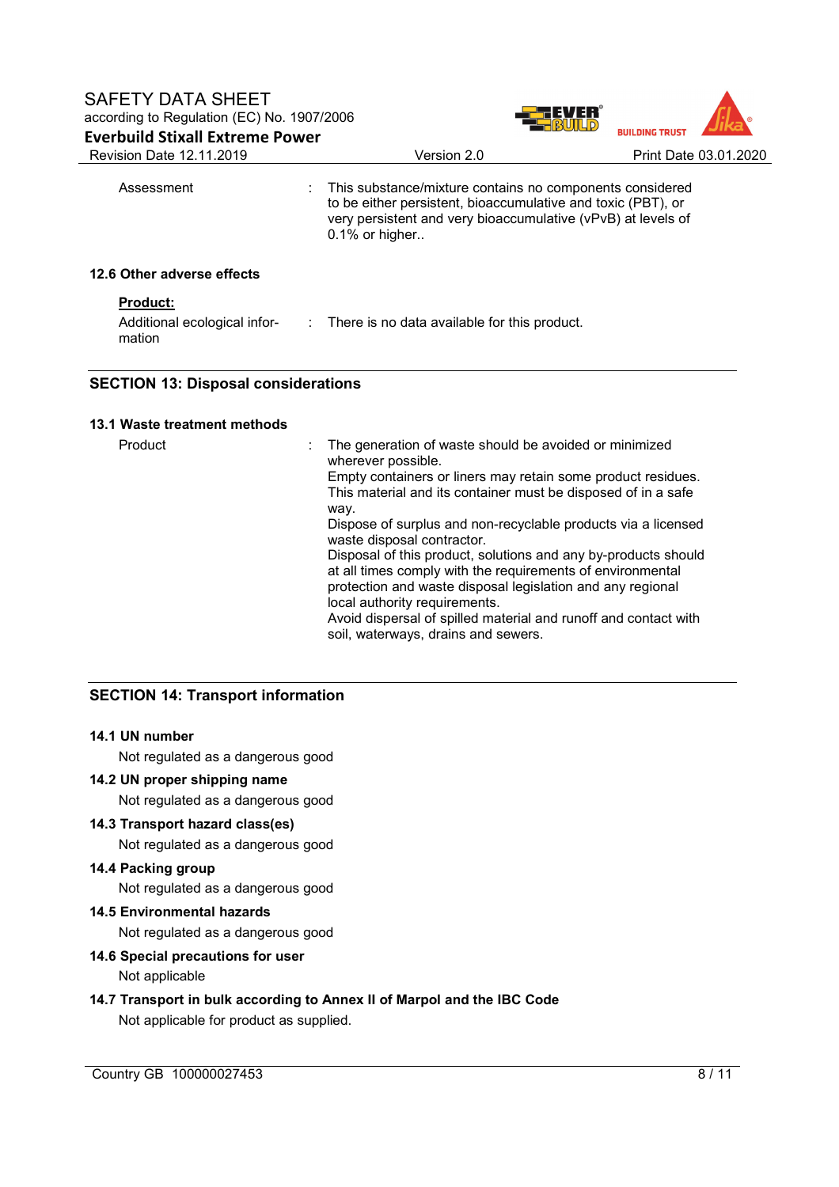| | | |
|---|---|---|
| Assessment | : | This substance/mixture contains no components considered to be either persistent, bioaccumulative and toxic (PBT), or very persistent and very bioaccumulative (vPvB) at levels of 0.1% or higher.. |

### 12.6 Other adverse effects

**Product:**

| | | |
|---|---|---|
| Additional ecological information | : | There is no data available for this product. |

## SECTION 13: Disposal considerations

### 13.1 Waste treatment methods

| | | |
|---|---|---|
| Product | : | The generation of waste should be avoided or minimized wherever possible.<br>Empty containers or liners may retain some product residues.<br>This material and its container must be disposed of in a safe way.<br>Dispose of surplus and non-recyclable products via a licensed waste disposal contractor.<br>Disposal of this product, solutions and any by-products should at all times comply with the requirements of environmental protection and waste disposal legislation and any regional local authority requirements.<br>Avoid dispersal of spilled material and runoff and contact with soil, waterways, drains and sewers. |

## SECTION 14: Transport information

### 14.1 UN number

Not regulated as a dangerous good

### 14.2 UN proper shipping name

Not regulated as a dangerous good

### 14.3 Transport hazard class(es)

Not regulated as a dangerous good

### 14.4 Packing group

Not regulated as a dangerous good

### 14.5 Environmental hazards

Not regulated as a dangerous good

### 14.6 Special precautions for user

Not applicable

### 14.7 Transport in bulk according to Annex II of Marpol and the IBC Code

Not applicable for product as supplied.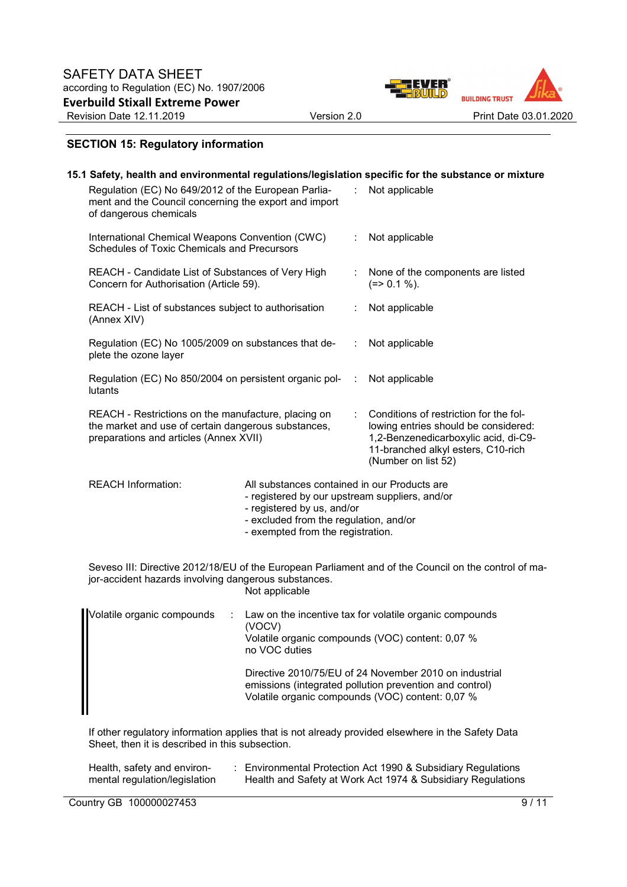## SECTION 15: Regulatory information

### 15.1 Safety, health and environmental regulations/legislation specific for the substance or mixture

| | |
|---|---|
| Regulation (EC) No 649/2012 of the European Parliament and the Council concerning the export and import of dangerous chemicals | : Not applicable |
| International Chemical Weapons Convention (CWC) Schedules of Toxic Chemicals and Precursors | : Not applicable |
| REACH - Candidate List of Substances of Very High Concern for Authorisation (Article 59). | : None of the components are listed (=> 0.1 %). |
| REACH - List of substances subject to authorisation (Annex XIV) | : Not applicable |
| Regulation (EC) No 1005/2009 on substances that deplete the ozone layer | : Not applicable |
| Regulation (EC) No 850/2004 on persistent organic pollutants | : Not applicable |
| REACH - Restrictions on the manufacture, placing on the market and use of certain dangerous substances, preparations and articles (Annex XVII) | : Conditions of restriction for the following entries should be considered: 1,2-Benzenedicarboxylic acid, di-C9-11-branched alkyl esters, C10-rich (Number on list 52) |

REACH Information: All substances contained in our Products are
- registered by our upstream suppliers, and/or
- registered by us, and/or
- excluded from the regulation, and/or
- exempted from the registration.

Seveso III: Directive 2012/18/EU of the European Parliament and of the Council on the control of major-accident hazards involving dangerous substances.
Not applicable

Volatile organic compounds : Law on the incentive tax for volatile organic compounds (VOCV)
Volatile organic compounds (VOC) content: 0,07 %
no VOC duties

Directive 2010/75/EU of 24 November 2010 on industrial emissions (integrated pollution prevention and control)
Volatile organic compounds (VOC) content: 0,07 %

If other regulatory information applies that is not already provided elsewhere in the Safety Data Sheet, then it is described in this subsection.

Health, safety and environmental regulation/legislation : Environmental Protection Act 1990 & Subsidiary Regulations
Health and Safety at Work Act 1974 & Subsidiary Regulations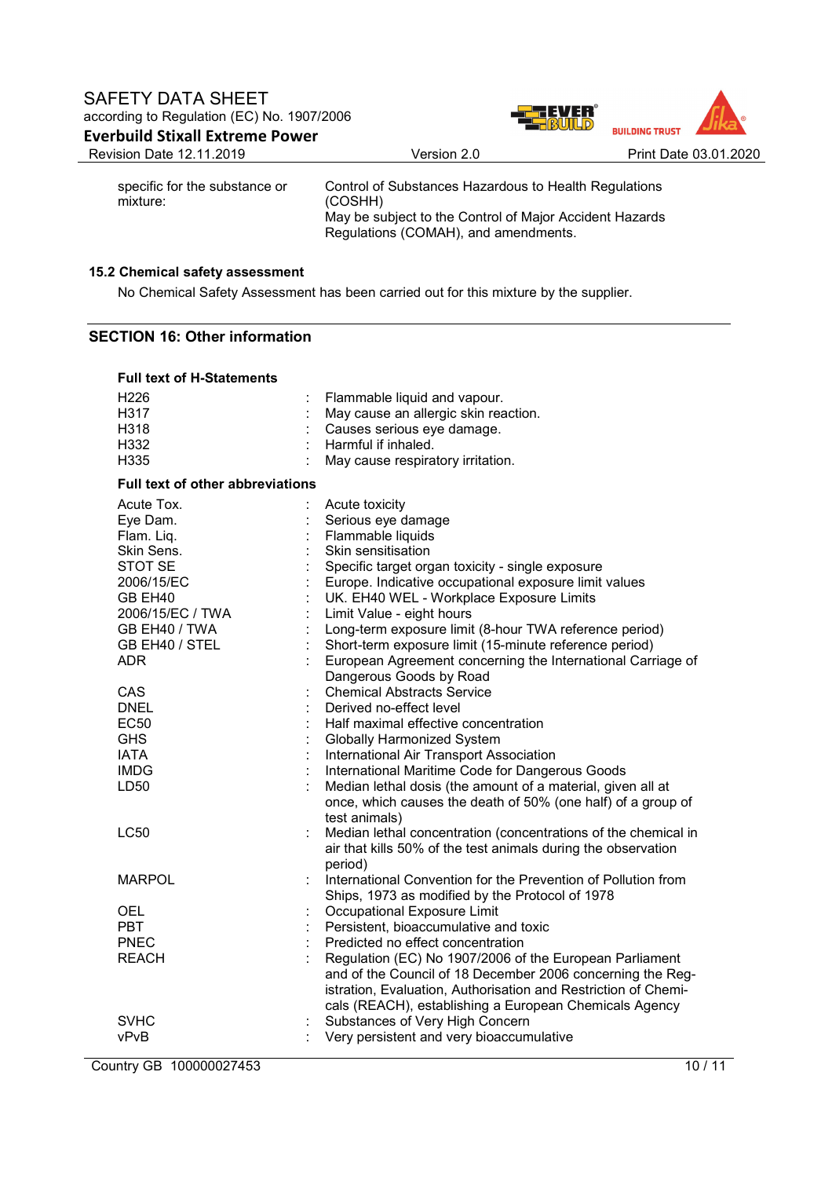| | |
|---|---|
| specific for the substance or mixture: | Control of Substances Hazardous to Health Regulations (COSHH)<br>May be subject to the Control of Major Accident Hazards Regulations (COMAH), and amendments. |

### 15.2 Chemical safety assessment

No Chemical Safety Assessment has been carried out for this mixture by the supplier.

## SECTION 16: Other information

**Full text of H-Statements**

| | |
|---|---|
| H226 | Flammable liquid and vapour. |
| H317 | May cause an allergic skin reaction. |
| H318 | Causes serious eye damage. |
| H332 | Harmful if inhaled. |
| H335 | May cause respiratory irritation. |

**Full text of other abbreviations**

| | |
|---|---|
| Acute Tox. | Acute toxicity |
| Eye Dam. | Serious eye damage |
| Flam. Liq. | Flammable liquids |
| Skin Sens. | Skin sensitisation |
| STOT SE | Specific target organ toxicity - single exposure |
| 2006/15/EC | Europe. Indicative occupational exposure limit values |
| GB EH40 | UK. EH40 WEL - Workplace Exposure Limits |
| 2006/15/EC / TWA | Limit Value - eight hours |
| GB EH40 / TWA | Long-term exposure limit (8-hour TWA reference period) |
| GB EH40 / STEL | Short-term exposure limit (15-minute reference period) |
| ADR | European Agreement concerning the International Carriage of Dangerous Goods by Road |
| CAS | Chemical Abstracts Service |
| DNEL | Derived no-effect level |
| EC50 | Half maximal effective concentration |
| GHS | Globally Harmonized System |
| IATA | International Air Transport Association |
| IMDG | International Maritime Code for Dangerous Goods |
| LD50 | Median lethal dosis (the amount of a material, given all at once, which causes the death of 50% (one half) of a group of test animals) |
| LC50 | Median lethal concentration (concentrations of the chemical in air that kills 50% of the test animals during the observation period) |
| MARPOL | International Convention for the Prevention of Pollution from Ships, 1973 as modified by the Protocol of 1978 |
| OEL | Occupational Exposure Limit |
| PBT | Persistent, bioaccumulative and toxic |
| PNEC | Predicted no effect concentration |
| REACH | Regulation (EC) No 1907/2006 of the European Parliament and of the Council of 18 December 2006 concerning the Registration, Evaluation, Authorisation and Restriction of Chemicals (REACH), establishing a European Chemicals Agency |
| SVHC | Substances of Very High Concern |
| vPvB | Very persistent and very bioaccumulative |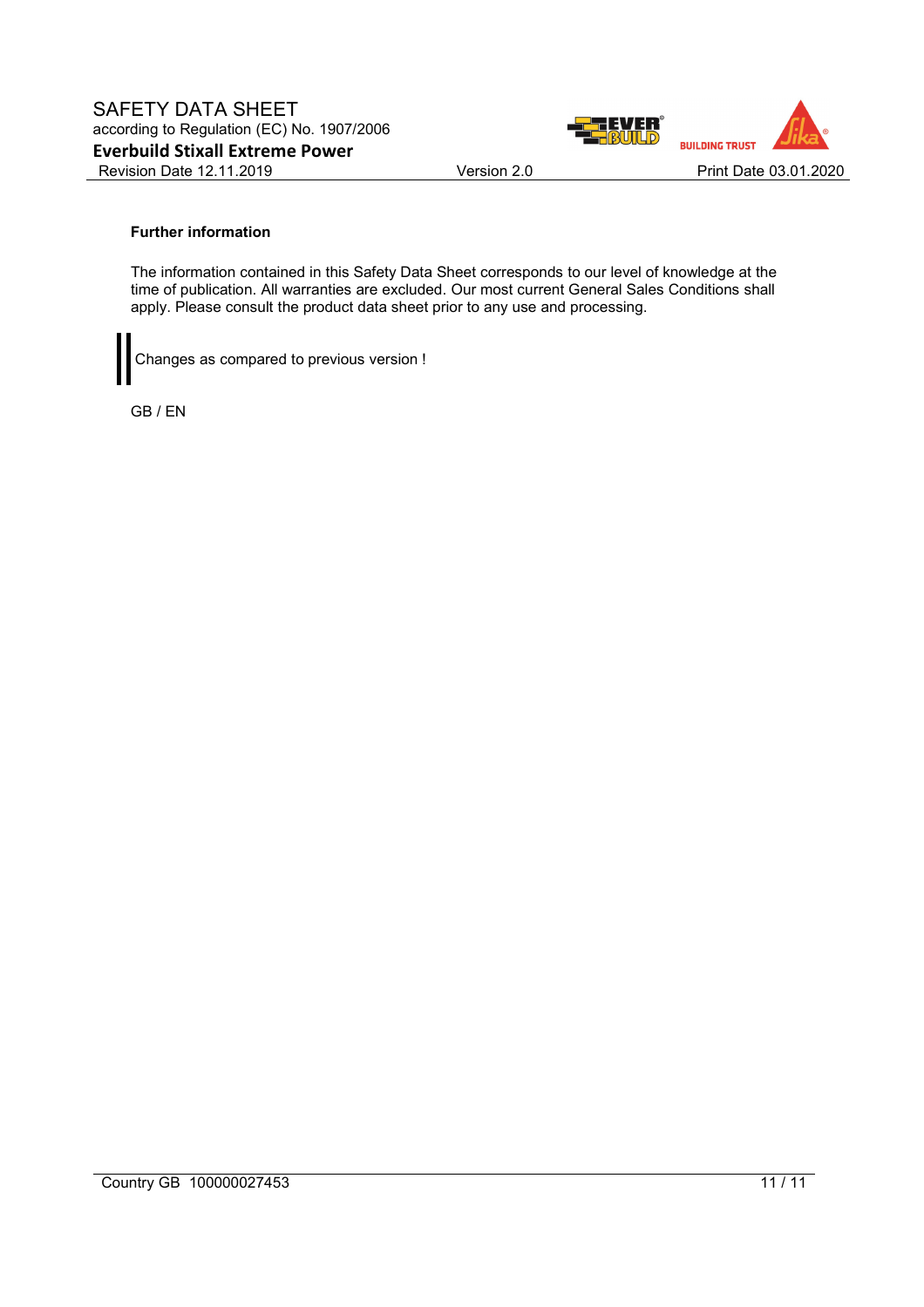**Further information**

The information contained in this Safety Data Sheet corresponds to our level of knowledge at the time of publication. All warranties are excluded. Our most current General Sales Conditions shall apply. Please consult the product data sheet prior to any use and processing.

Changes as compared to previous version !

GB / EN